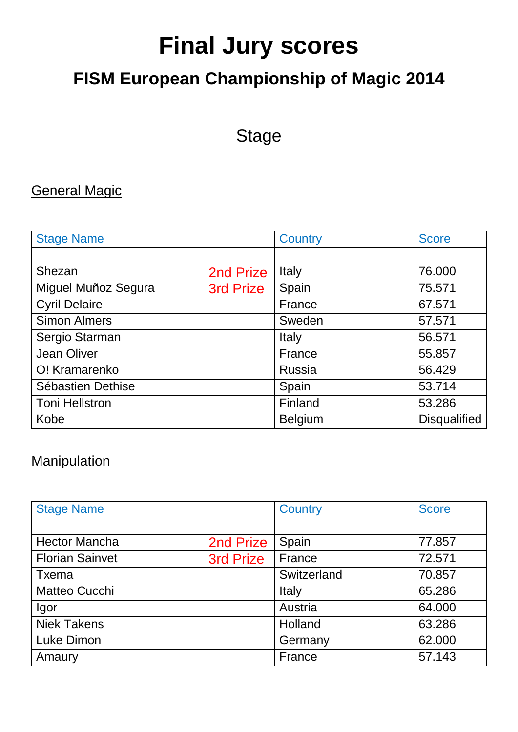# Final Jury scores

## FISM European Championship of Magic 2014

### Stage

#### General Magic

| Stage Name | | Country | Score |
|---|---|---|---|
| | | | |
| Shezan | 2nd Prize | Italy | 76.000 |
| Miguel Muñoz Segura | 3rd Prize | Spain | 75.571 |
| Cyril Delaire | | France | 67.571 |
| Simon Almers | | Sweden | 57.571 |
| Sergio Starman | | Italy | 56.571 |
| Jean Oliver | | France | 55.857 |
| O! Kramarenko | | Russia | 56.429 |
| Sébastien Dethise | | Spain | 53.714 |
| Toni Hellstron | | Finland | 53.286 |
| Kobe | | Belgium | Disqualified |

#### Manipulation

| Stage Name | | Country | Score |
|---|---|---|---|
| | | | |
| Hector Mancha | 2nd Prize | Spain | 77.857 |
| Florian Sainvet | 3rd Prize | France | 72.571 |
| Txema | | Switzerland | 70.857 |
| Matteo Cucchi | | Italy | 65.286 |
| Igor | | Austria | 64.000 |
| Niek Takens | | Holland | 63.286 |
| Luke Dimon | | Germany | 62.000 |
| Amaury | | France | 57.143 |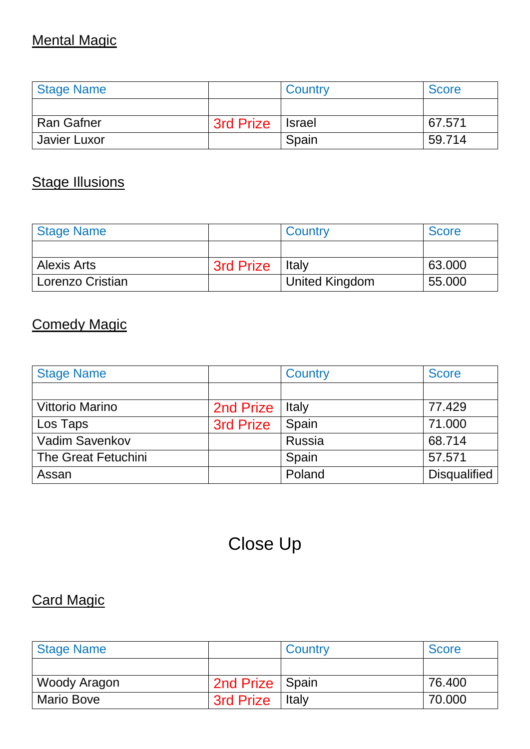## Mental Magic

| Stage Name | | Country | Score |
|---|---|---|---|
| | | | |
| Ran Gafner | 3rd Prize | Israel | 67.571 |
| Javier Luxor | | Spain | 59.714 |

## Stage Illusions

| Stage Name | | Country | Score |
|---|---|---|---|
| | | | |
| Alexis Arts | 3rd Prize | Italy | 63.000 |
| Lorenzo Cristian | | United Kingdom | 55.000 |

## Comedy Magic

| Stage Name | | Country | Score |
|---|---|---|---|
| | | | |
| Vittorio Marino | 2nd Prize | Italy | 77.429 |
| Los Taps | 3rd Prize | Spain | 71.000 |
| Vadim Savenkov | | Russia | 68.714 |
| The Great Fetuchini | | Spain | 57.571 |
| Assan | | Poland | Disqualified |

# Close Up

## Card Magic

| Stage Name | | Country | Score |
|---|---|---|---|
| | | | |
| Woody Aragon | 2nd Prize | Spain | 76.400 |
| Mario Bove | 3rd Prize | Italy | 70.000 |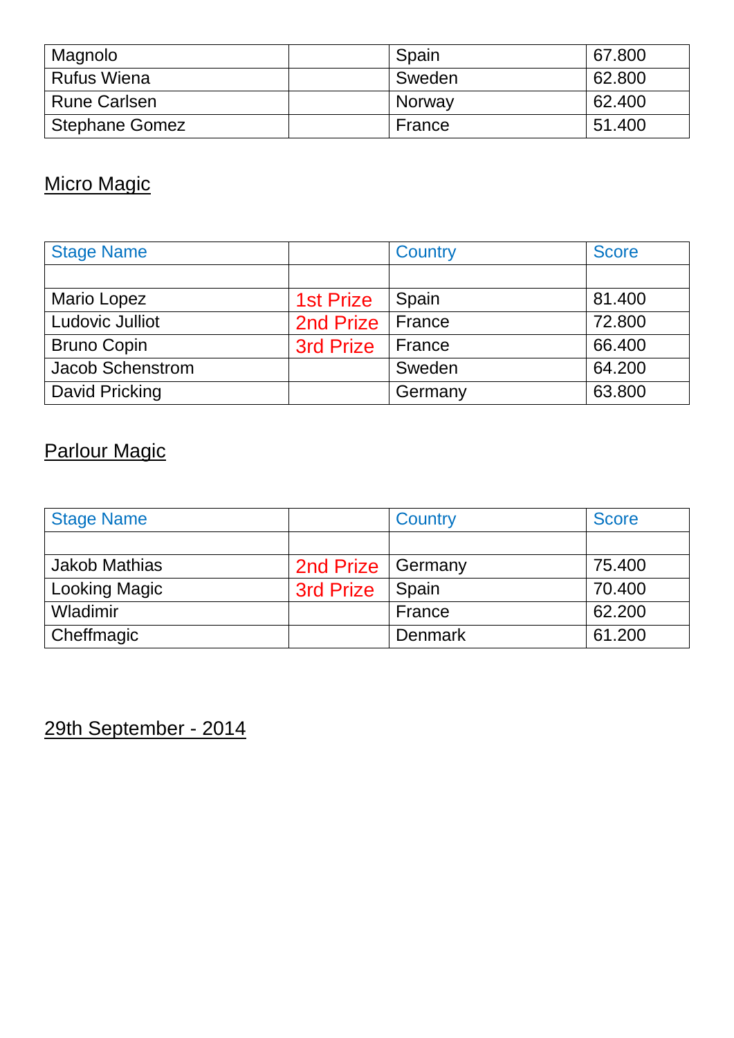| | | | |
|---|---|---|---|
| Magnolo | | Spain | 67.800 |
| Rufus Wiena | | Sweden | 62.800 |
| Rune Carlsen | | Norway | 62.400 |
| Stephane Gomez | | France | 51.400 |

## Micro Magic

| Stage Name | | Country | Score |
|---|---|---|---|
| | | | |
| Mario Lopez | 1st Prize | Spain | 81.400 |
| Ludovic Julliot | 2nd Prize | France | 72.800 |
| Bruno Copin | 3rd Prize | France | 66.400 |
| Jacob Schenstrom | | Sweden | 64.200 |
| David Pricking | | Germany | 63.800 |

## Parlour Magic

| Stage Name | | Country | Score |
|---|---|---|---|
| | | | |
| Jakob Mathias | 2nd Prize | Germany | 75.400 |
| Looking Magic | 3rd Prize | Spain | 70.400 |
| Wladimir | | France | 62.200 |
| Cheffmagic | | Denmark | 61.200 |

29th September - 2014